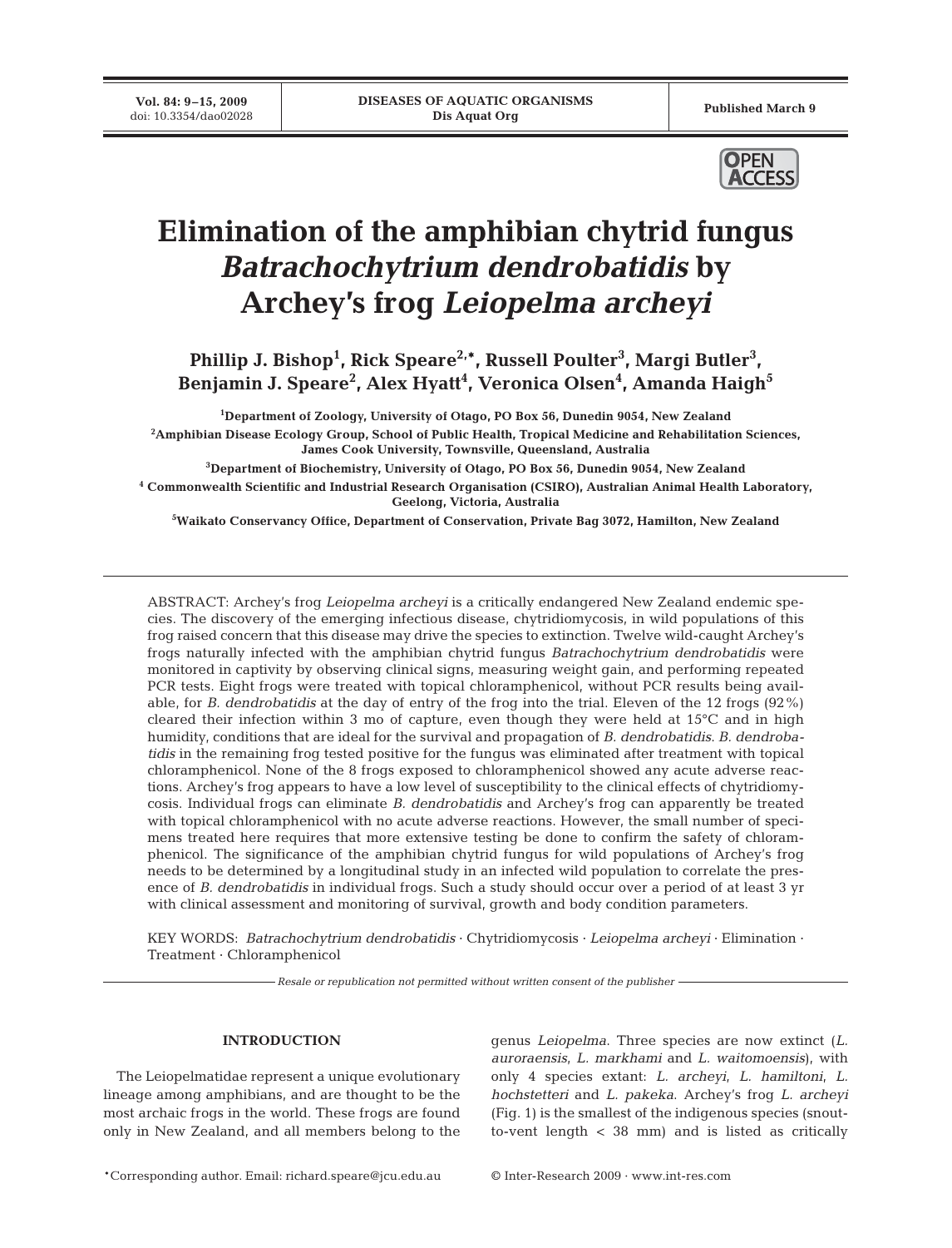# Elimination of the amphibian chytrid fungus *Batrachochytrium dendrobatidis* by Archey's frog *Leiopelma archeyi*

**Phillip J. Bishop[1], Rick Speare[2,*], Russell Poulter[3], Margi Butler[3], Benjamin J. Speare[2], Alex Hyatt[4], Veronica Olsen[4], Amanda Haigh[5]**

[1]Department of Zoology, University of Otago, PO Box 56, Dunedin 9054, New Zealand

[2]Amphibian Disease Ecology Group, School of Public Health, Tropical Medicine and Rehabilitation Sciences, James Cook University, Townsville, Queensland, Australia

[3]Department of Biochemistry, University of Otago, PO Box 56, Dunedin 9054, New Zealand

[4]Commonwealth Scientific and Industrial Research Organisation (CSIRO), Australian Animal Health Laboratory, Geelong, Victoria, Australia

[5]Waikato Conservancy Office, Department of Conservation, Private Bag 3072, Hamilton, New Zealand

ABSTRACT: Archey's frog *Leiopelma archeyi* is a critically endangered New Zealand endemic species. The discovery of the emerging infectious disease, chytridiomycosis, in wild populations of this frog raised concern that this disease may drive the species to extinction. Twelve wild-caught Archey's frogs naturally infected with the amphibian chytrid fungus *Batrachochytrium dendrobatidis* were monitored in captivity by observing clinical signs, measuring weight gain, and performing repeated PCR tests. Eight frogs were treated with topical chloramphenicol, without PCR results being available, for *B. dendrobatidis* at the day of entry of the frog into the trial. Eleven of the 12 frogs (92%) cleared their infection within 3 mo of capture, even though they were held at 15°C and in high humidity, conditions that are ideal for the survival and propagation of *B. dendrobatidis*. *B. dendrobatidis* in the remaining frog tested positive for the fungus was eliminated after treatment with topical chloramphenicol. None of the 8 frogs exposed to chloramphenicol showed any acute adverse reactions. Archey's frog appears to have a low level of susceptibility to the clinical effects of chytridiomycosis. Individual frogs can eliminate *B. dendrobatidis* and Archey's frog can apparently be treated with topical chloramphenicol with no acute adverse reactions. However, the small number of specimens treated here requires that more extensive testing be done to confirm the safety of chloramphenicol. The significance of the amphibian chytrid fungus for wild populations of Archey's frog needs to be determined by a longitudinal study in an infected wild population to correlate the presence of *B. dendrobatidis* in individual frogs. Such a study should occur over a period of at least 3 yr with clinical assessment and monitoring of survival, growth and body condition parameters.

KEY WORDS: *Batrachochytrium dendrobatidis* · Chytridiomycosis · *Leiopelma archeyi* · Elimination · Treatment · Chloramphenicol

*Resale or republication not permitted without written consent of the publisher*

## INTRODUCTION

The Leiopelmatidae represent a unique evolutionary lineage among amphibians, and are thought to be the most archaic frogs in the world. These frogs are found only in New Zealand, and all members belong to the genus *Leiopelma*. Three species are now extinct (*L. auroraensis*, *L. markhami* and *L. waitomoensis*), with only 4 species extant: *L. archeyi*, *L. hamiltoni*, *L. hochstetteri* and *L. pakeka*. Archey's frog *L. archeyi* (Fig. 1) is the smallest of the indigenous species (snout-to-vent length < 38 mm) and is listed as critically

*Corresponding author. Email: richard.speare@jcu.edu.au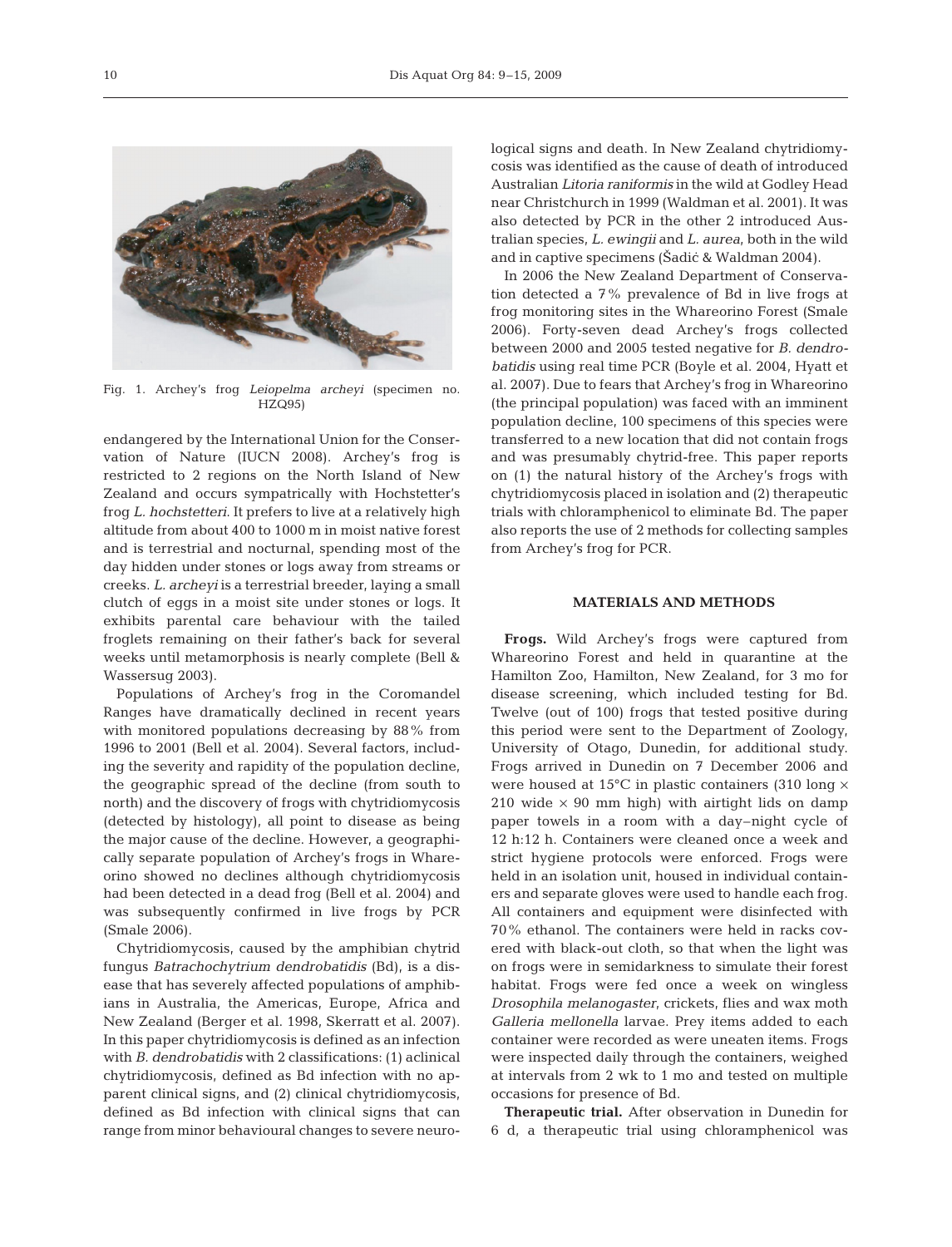Fig. 1. Archey's frog *Leiopelma archeyi* (specimen no. HZQ95)

endangered by the International Union for the Conservation of Nature (IUCN 2008). Archey's frog is restricted to 2 regions on the North Island of New Zealand and occurs sympatrically with Hochstetter's frog *L. hochstetteri*. It prefers to live at a relatively high altitude from about 400 to 1000 m in moist native forest and is terrestrial and nocturnal, spending most of the day hidden under stones or logs away from streams or creeks. *L. archeyi* is a terrestrial breeder, laying a small clutch of eggs in a moist site under stones or logs. It exhibits parental care behaviour with the tailed froglets remaining on their father's back for several weeks until metamorphosis is nearly complete (Bell & Wassersug 2003).

Populations of Archey's frog in the Coromandel Ranges have dramatically declined in recent years with monitored populations decreasing by 88% from 1996 to 2001 (Bell et al. 2004). Several factors, including the severity and rapidity of the population decline, the geographic spread of the decline (from south to north) and the discovery of frogs with chytridiomycosis (detected by histology), all point to disease as being the major cause of the decline. However, a geographically separate population of Archey's frogs in Whareorino showed no declines although chytridiomycosis had been detected in a dead frog (Bell et al. 2004) and was subsequently confirmed in live frogs by PCR (Smale 2006).

Chytridiomycosis, caused by the amphibian chytrid fungus *Batrachochytrium dendrobatidis* (Bd), is a disease that has severely affected populations of amphibians in Australia, the Americas, Europe, Africa and New Zealand (Berger et al. 1998, Skerratt et al. 2007). In this paper chytridiomycosis is defined as an infection with *B. dendrobatidis* with 2 classifications: (1) aclinical chytridiomycosis, defined as Bd infection with no apparent clinical signs, and (2) clinical chytridiomycosis, defined as Bd infection with clinical signs that can range from minor behavioural changes to severe neurological signs and death. In New Zealand chytridiomycosis was identified as the cause of death of introduced Australian *Litoria raniformis* in the wild at Godley Head near Christchurch in 1999 (Waldman et al. 2001). It was also detected by PCR in the other 2 introduced Australian species, *L. ewingii* and *L. aurea*, both in the wild and in captive specimens (Šadić & Waldman 2004).

In 2006 the New Zealand Department of Conservation detected a 7% prevalence of Bd in live frogs at frog monitoring sites in the Whareorino Forest (Smale 2006). Forty-seven dead Archey's frogs collected between 2000 and 2005 tested negative for *B. dendrobatidis* using real time PCR (Boyle et al. 2004, Hyatt et al. 2007). Due to fears that Archey's frog in Whareorino (the principal population) was faced with an imminent population decline, 100 specimens of this species were transferred to a new location that did not contain frogs and was presumably chytrid-free. This paper reports on (1) the natural history of the Archey's frogs with chytridiomycosis placed in isolation and (2) therapeutic trials with chloramphenicol to eliminate Bd. The paper also reports the use of 2 methods for collecting samples from Archey's frog for PCR.

## MATERIALS AND METHODS

**Frogs.** Wild Archey's frogs were captured from Whareorino Forest and held in quarantine at the Hamilton Zoo, Hamilton, New Zealand, for 3 mo for disease screening, which included testing for Bd. Twelve (out of 100) frogs that tested positive during this period were sent to the Department of Zoology, University of Otago, Dunedin, for additional study. Frogs arrived in Dunedin on 7 December 2006 and were housed at 15°C in plastic containers (310 long × 210 wide × 90 mm high) with airtight lids on damp paper towels in a room with a day–night cycle of 12 h:12 h. Containers were cleaned once a week and strict hygiene protocols were enforced. Frogs were held in an isolation unit, housed in individual containers and separate gloves were used to handle each frog. All containers and equipment were disinfected with 70% ethanol. The containers were held in racks covered with black-out cloth, so that when the light was on frogs were in semidarkness to simulate their forest habitat. Frogs were fed once a week on wingless *Drosophila melanogaster*, crickets, flies and wax moth *Galleria mellonella* larvae. Prey items added to each container were recorded as were uneaten items. Frogs were inspected daily through the containers, weighed at intervals from 2 wk to 1 mo and tested on multiple occasions for presence of Bd.

**Therapeutic trial.** After observation in Dunedin for 6 d, a therapeutic trial using chloramphenicol was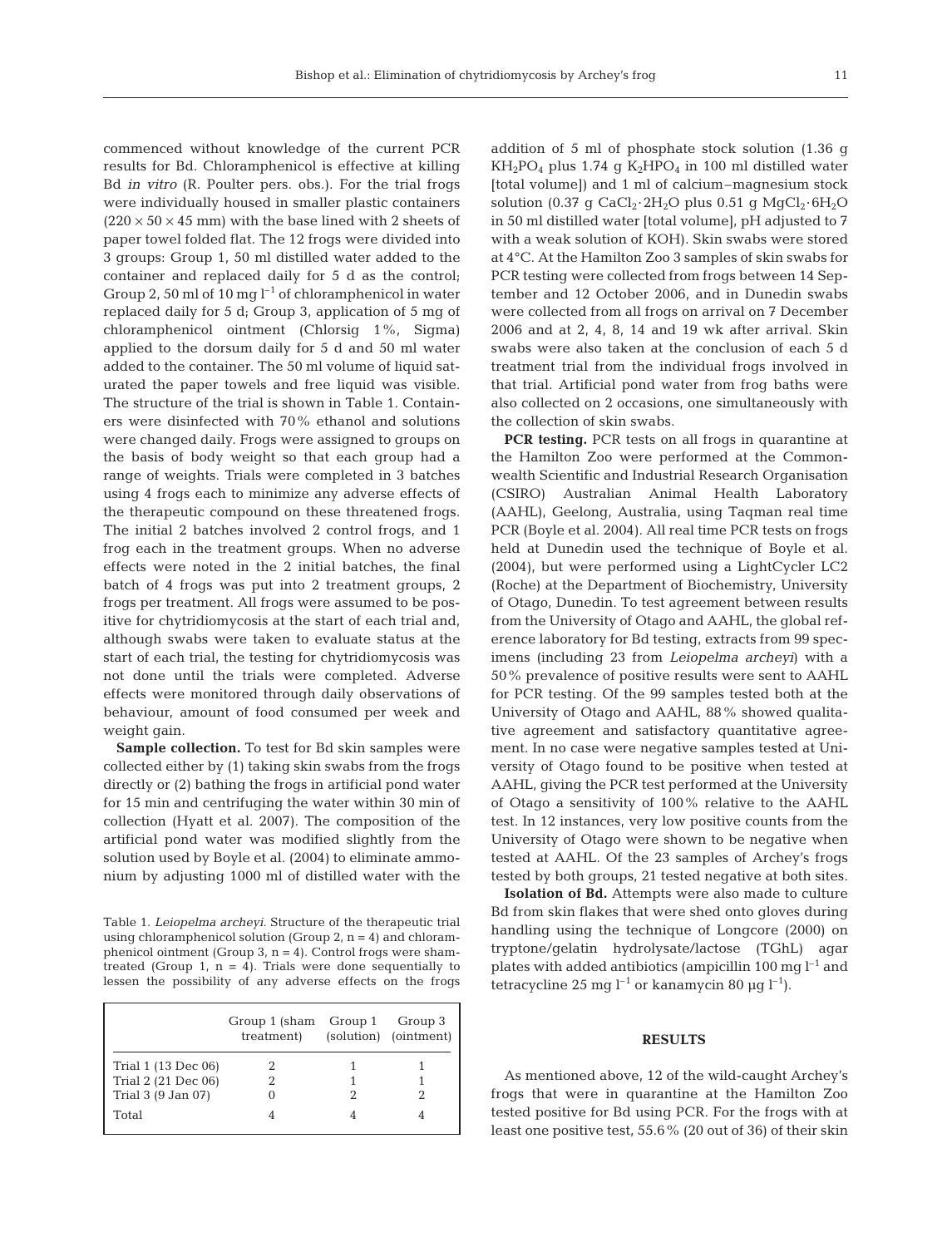commenced without knowledge of the current PCR results for Bd. Chloramphenicol is effective at killing Bd *in vitro* (R. Poulter pers. obs.). For the trial frogs were individually housed in smaller plastic containers ($220 \times 50 \times 45$ mm) with the base lined with 2 sheets of paper towel folded flat. The 12 frogs were divided into 3 groups: Group 1, 50 ml distilled water added to the container and replaced daily for 5 d as the control; Group 2, 50 ml of 10 mg $l^{-1}$ of chloramphenicol in water replaced daily for 5 d; Group 3, application of 5 mg of chloramphenicol ointment (Chlorsig 1%, Sigma) applied to the dorsum daily for 5 d and 50 ml water added to the container. The 50 ml volume of liquid saturated the paper towels and free liquid was visible. The structure of the trial is shown in Table 1. Containers were disinfected with 70% ethanol and solutions were changed daily. Frogs were assigned to groups on the basis of body weight so that each group had a range of weights. Trials were completed in 3 batches using 4 frogs each to minimize any adverse effects of the therapeutic compound on these threatened frogs. The initial 2 batches involved 2 control frogs, and 1 frog each in the treatment groups. When no adverse effects were noted in the 2 initial batches, the final batch of 4 frogs was put into 2 treatment groups, 2 frogs per treatment. All frogs were assumed to be positive for chytridiomycosis at the start of each trial and, although swabs were taken to evaluate status at the start of each trial, the testing for chytridiomycosis was not done until the trials were completed. Adverse effects were monitored through daily observations of behaviour, amount of food consumed per week and weight gain.

**Sample collection.** To test for Bd skin samples were collected either by (1) taking skin swabs from the frogs directly or (2) bathing the frogs in artificial pond water for 15 min and centrifuging the water within 30 min of collection (Hyatt et al. 2007). The composition of the artificial pond water was modified slightly from the solution used by Boyle et al. (2004) to eliminate ammonium by adjusting 1000 ml of distilled water with the addition of 5 ml of phosphate stock solution (1.36 g $KH_2PO_4$ plus 1.74 g $K_2HPO_4$ in 100 ml distilled water [total volume]) and 1 ml of calcium–magnesium stock solution (0.37 g $CaCl_2 \cdot 2H_2O$ plus 0.51 g $MgCl_2 \cdot 6H_2O$ in 50 ml distilled water [total volume], pH adjusted to 7 with a weak solution of KOH). Skin swabs were stored at 4°C. At the Hamilton Zoo 3 samples of skin swabs for PCR testing were collected from frogs between 14 September and 12 October 2006, and in Dunedin swabs were collected from all frogs on arrival on 7 December 2006 and at 2, 4, 8, 14 and 19 wk after arrival. Skin swabs were also taken at the conclusion of each 5 d treatment trial from the individual frogs involved in that trial. Artificial pond water from frog baths were also collected on 2 occasions, one simultaneously with the collection of skin swabs.

Table 1. *Leiopelma archeyi*. Structure of the therapeutic trial using chloramphenicol solution (Group 2, n = 4) and chloramphenicol ointment (Group 3, n = 4). Control frogs were sham-treated (Group 1, n = 4). Trials were done sequentially to lessen the possibility of any adverse effects on the frogs

| | Group 1 (sham treatment) | Group 1 (solution) | Group 3 (ointment) |
|---|---|---|---|
| Trial 1 (13 Dec 06) | 2 | 1 | 1 |
| Trial 2 (21 Dec 06) | 2 | 1 | 1 |
| Trial 3 (9 Jan 07) | 0 | 2 | 2 |
| Total | 4 | 4 | 4 |

**PCR testing.** PCR tests on all frogs in quarantine at the Hamilton Zoo were performed at the Commonwealth Scientific and Industrial Research Organisation (CSIRO) Australian Animal Health Laboratory (AAHL), Geelong, Australia, using Taqman real time PCR (Boyle et al. 2004). All real time PCR tests on frogs held at Dunedin used the technique of Boyle et al. (2004), but were performed using a LightCycler LC2 (Roche) at the Department of Biochemistry, University of Otago, Dunedin. To test agreement between results from the University of Otago and AAHL, the global reference laboratory for Bd testing, extracts from 99 specimens (including 23 from *Leiopelma archeyi*) with a 50% prevalence of positive results were sent to AAHL for PCR testing. Of the 99 samples tested both at the University of Otago and AAHL, 88% showed qualitative agreement and satisfactory quantitative agreement. In no case were negative samples tested at University of Otago found to be positive when tested at AAHL, giving the PCR test performed at the University of Otago a sensitivity of 100% relative to the AAHL test. In 12 instances, very low positive counts from the University of Otago were shown to be negative when tested at AAHL. Of the 23 samples of Archey's frogs tested by both groups, 21 tested negative at both sites.

**Isolation of Bd.** Attempts were also made to culture Bd from skin flakes that were shed onto gloves during handling using the technique of Longcore (2000) on tryptone/gelatin hydrolysate/lactose (TGhL) agar plates with added antibiotics (ampicillin 100 mg $l^{-1}$ and tetracycline 25 mg $l^{-1}$ or kanamycin 80 µg $l^{-1}$).

## RESULTS

As mentioned above, 12 of the wild-caught Archey's frogs that were in quarantine at the Hamilton Zoo tested positive for Bd using PCR. For the frogs with at least one positive test, 55.6% (20 out of 36) of their skin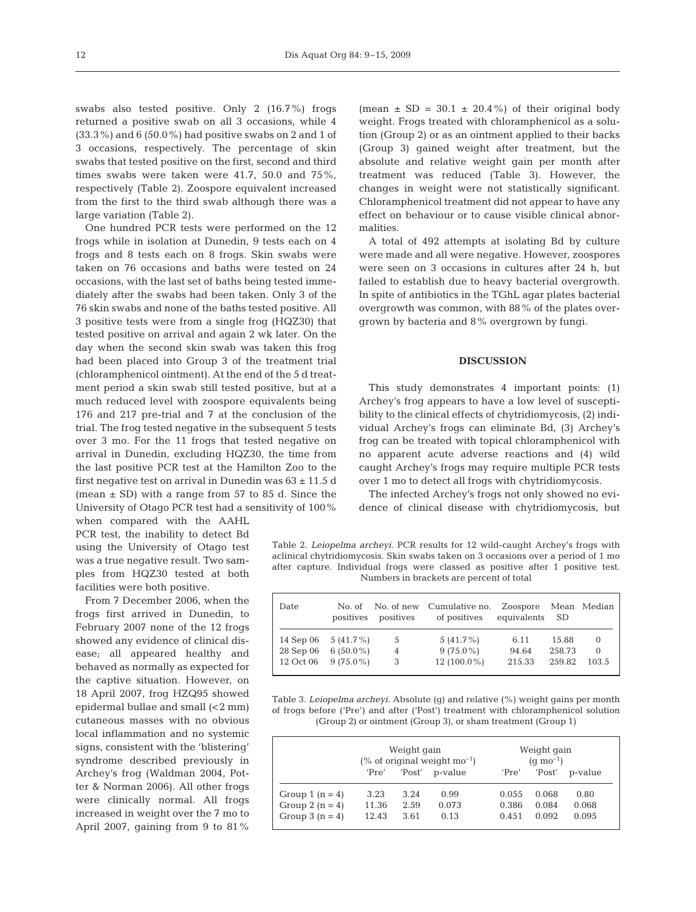swabs also tested positive. Only 2 (16.7%) frogs returned a positive swab on all 3 occasions, while 4 (33.3%) and 6 (50.0%) had positive swabs on 2 and 1 of 3 occasions, respectively. The percentage of skin swabs that tested positive on the first, second and third times swabs were taken were 41.7, 50.0 and 75%, respectively (Table 2). Zoospore equivalent increased from the first to the third swab although there was a large variation (Table 2).

One hundred PCR tests were performed on the 12 frogs while in isolation at Dunedin, 9 tests each on 4 frogs and 8 tests each on 8 frogs. Skin swabs were taken on 76 occasions and baths were tested on 24 occasions, with the last set of baths being tested immediately after the swabs had been taken. Only 3 of the 76 skin swabs and none of the baths tested positive. All 3 positive tests were from a single frog (HQZ30) that tested positive on arrival and again 2 wk later. On the day when the second skin swab was taken this frog had been placed into Group 3 of the treatment trial (chloramphenicol ointment). At the end of the 5 d treatment period a skin swab still tested positive, but at a much reduced level with zoospore equivalents being 176 and 217 pre-trial and 7 at the conclusion of the trial. The frog tested negative in the subsequent 5 tests over 3 mo. For the 11 frogs that tested negative on arrival in Dunedin, excluding HQZ30, the time from the last positive PCR test at the Hamilton Zoo to the first negative test on arrival in Dunedin was $63 \pm 11.5$ d (mean ± SD) with a range from 57 to 85 d. Since the University of Otago PCR test had a sensitivity of 100% when compared with the AAHL PCR test, the inability to detect Bd using the University of Otago test was a true negative result. Two samples from HQZ30 tested at both facilities were both positive.

From 7 December 2006, when the frogs first arrived in Dunedin, to February 2007 none of the 12 frogs showed any evidence of clinical disease; all appeared healthy and behaved as normally as expected for the captive situation. However, on 18 April 2007, frog HZQ95 showed epidermal bullae and small (<2 mm) cutaneous masses with no obvious local inflammation and no systemic signs, consistent with the 'blistering' syndrome described previously in Archey's frog (Waldman 2004, Potter & Norman 2006). All other frogs were clinically normal. All frogs increased in weight over the 7 mo to April 2007, gaining from 9 to 81% (mean ± SD = 30.1 ± 20.4%) of their original body weight. Frogs treated with chloramphenicol as a solution (Group 2) or as an ointment applied to their backs (Group 3) gained weight after treatment, but the absolute and relative weight gain per month after treatment was reduced (Table 3). However, the changes in weight were not statistically significant. Chloramphenicol treatment did not appear to have any effect on behaviour or to cause visible clinical abnormalities.

A total of 492 attempts at isolating Bd by culture were made and all were negative. However, zoospores were seen on 3 occasions in cultures after 24 h, but failed to establish due to heavy bacterial overgrowth. In spite of antibiotics in the TGhL agar plates bacterial overgrowth was common, with 88% of the plates overgrown by bacteria and 8% overgrown by fungi.

## DISCUSSION

This study demonstrates 4 important points: (1) Archey's frog appears to have a low level of susceptibility to the clinical effects of chytridiomycosis, (2) individual Archey's frogs can eliminate Bd, (3) Archey's frog can be treated with topical chloramphenicol with no apparent acute adverse reactions and (4) wild caught Archey's frogs may require multiple PCR tests over 1 mo to detect all frogs with chytridiomycosis.

The infected Archey's frogs not only showed no evidence of clinical disease with chytridiomycosis, but

Table 2. *Leiopelma archeyi*. PCR results for 12 wild-caught Archey's frogs with aclinical chytridiomycosis. Skin swabs taken on 3 occasions over a period of 1 mo after capture. Individual frogs were classed as positive after 1 positive test. Numbers in brackets are percent of total

| Date | No. of positives | No. of new positives | Cumulative no. of positives | Zoospore equivalents | Mean SD | Median |
|---|---|---|---|---|---|---|
| 14 Sep 06 | 5 (41.7%) | 5 | 5 (41.7%) | 6.11 | 15.88 | 0 |
| 28 Sep 06 | 6 (50.0%) | 4 | 9 (75.0%) | 94.64 | 258.73 | 0 |
| 12 Oct 06 | 9 (75.0%) | 3 | 12 (100.0%) | 215.33 | 259.82 | 103.5 |

Table 3. *Leiopelma archeyi*. Absolute (g) and relative (%) weight gains per month of frogs before ('Pre') and after ('Post') treatment with chloramphenicol solution (Group 2) or ointment (Group 3), or sham treatment (Group 1)

| | Weight gain (% of original weight $mo^{-1}$) | | | Weight gain ($g\ mo^{-1}$) | | |
|---|---|---|---|---|---|---|
| | 'Pre' | 'Post' | p-value | 'Pre' | 'Post' | p-value |
| Group 1 (n = 4) | 3.23 | 3.24 | 0.99 | 0.055 | 0.068 | 0.80 |
| Group 2 (n = 4) | 11.36 | 2.59 | 0.073 | 0.386 | 0.084 | 0.068 |
| Group 3 (n = 4) | 12.43 | 3.61 | 0.13 | 0.451 | 0.092 | 0.095 |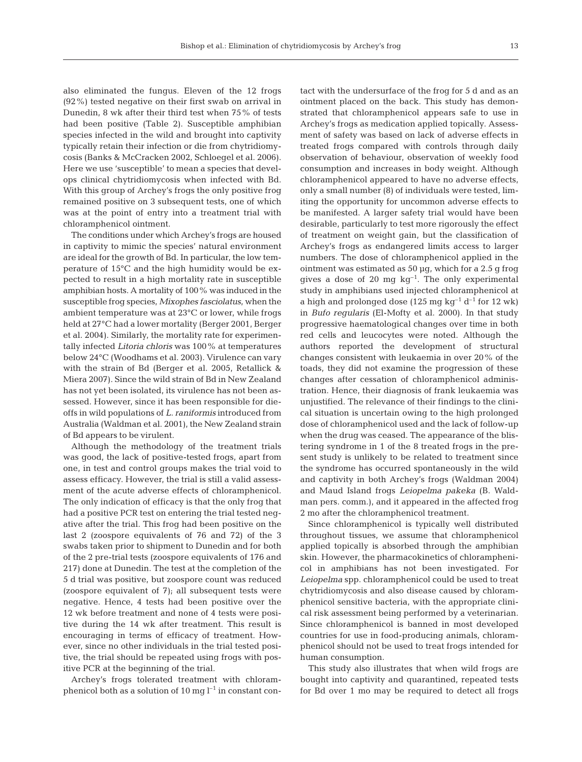also eliminated the fungus. Eleven of the 12 frogs (92%) tested negative on their first swab on arrival in Dunedin, 8 wk after their third test when 75% of tests had been positive (Table 2). Susceptible amphibian species infected in the wild and brought into captivity typically retain their infection or die from chytridiomycosis (Banks & McCracken 2002, Schloegel et al. 2006). Here we use 'susceptible' to mean a species that develops clinical chytridiomycosis when infected with Bd. With this group of Archey's frogs the only positive frog remained positive on 3 subsequent tests, one of which was at the point of entry into a treatment trial with chloramphenicol ointment.

The conditions under which Archey's frogs are housed in captivity to mimic the species' natural environment are ideal for the growth of Bd. In particular, the low temperature of 15°C and the high humidity would be expected to result in a high mortality rate in susceptible amphibian hosts. A mortality of 100% was induced in the susceptible frog species, *Mixophes fasciolatus*, when the ambient temperature was at 23°C or lower, while frogs held at 27°C had a lower mortality (Berger 2001, Berger et al. 2004). Similarly, the mortality rate for experimentally infected *Litoria chloris* was 100% at temperatures below 24°C (Woodhams et al. 2003). Virulence can vary with the strain of Bd (Berger et al. 2005, Retallick & Miera 2007). Since the wild strain of Bd in New Zealand has not yet been isolated, its virulence has not been assessed. However, since it has been responsible for die-offs in wild populations of *L. raniformis* introduced from Australia (Waldman et al. 2001), the New Zealand strain of Bd appears to be virulent.

Although the methodology of the treatment trials was good, the lack of positive-tested frogs, apart from one, in test and control groups makes the trial void to assess efficacy. However, the trial is still a valid assessment of the acute adverse effects of chloramphenicol. The only indication of efficacy is that the only frog that had a positive PCR test on entering the trial tested negative after the trial. This frog had been positive on the last 2 (zoospore equivalents of 76 and 72) of the 3 swabs taken prior to shipment to Dunedin and for both of the 2 pre-trial tests (zoospore equivalents of 176 and 217) done at Dunedin. The test at the completion of the 5 d trial was positive, but zoospore count was reduced (zoospore equivalent of 7); all subsequent tests were negative. Hence, 4 tests had been positive over the 12 wk before treatment and none of 4 tests were positive during the 14 wk after treatment. This result is encouraging in terms of efficacy of treatment. However, since no other individuals in the trial tested positive, the trial should be repeated using frogs with positive PCR at the beginning of the trial.

Archey's frogs tolerated treatment with chloramphenicol both as a solution of 10 mg $l^{-1}$ in constant contact with the undersurface of the frog for 5 d and as an ointment placed on the back. This study has demonstrated that chloramphenicol appears safe to use in Archey's frogs as medication applied topically. Assessment of safety was based on lack of adverse effects in treated frogs compared with controls through daily observation of behaviour, observation of weekly food consumption and increases in body weight. Although chloramphenicol appeared to have no adverse effects, only a small number (8) of individuals were tested, limiting the opportunity for uncommon adverse effects to be manifested. A larger safety trial would have been desirable, particularly to test more rigorously the effect of treatment on weight gain, but the classification of Archey's frogs as endangered limits access to larger numbers. The dose of chloramphenicol applied in the ointment was estimated as 50 µg, which for a 2.5 g frog gives a dose of 20 mg $kg^{-1}$. The only experimental study in amphibians used injected chloramphenicol at a high and prolonged dose (125 mg $kg^{-1}$ $d^{-1}$ for 12 wk) in *Bufo regularis* (El-Mofty et al. 2000). In that study progressive haematological changes over time in both red cells and leucocytes were noted. Although the authors reported the development of structural changes consistent with leukaemia in over 20% of the toads, they did not examine the progression of these changes after cessation of chloramphenicol administration. Hence, their diagnosis of frank leukaemia was unjustified. The relevance of their findings to the clinical situation is uncertain owing to the high prolonged dose of chloramphenicol used and the lack of follow-up when the drug was ceased. The appearance of the blistering syndrome in 1 of the 8 treated frogs in the present study is unlikely to be related to treatment since the syndrome has occurred spontaneously in the wild and captivity in both Archey's frogs (Waldman 2004) and Maud Island frogs *Leiopelma pakeka* (B. Waldman pers. comm.), and it appeared in the affected frog 2 mo after the chloramphenicol treatment.

Since chloramphenicol is typically well distributed throughout tissues, we assume that chloramphenicol applied topically is absorbed through the amphibian skin. However, the pharmacokinetics of chloramphenicol in amphibians has not been investigated. For *Leiopelma* spp. chloramphenicol could be used to treat chytridiomycosis and also disease caused by chloramphenicol sensitive bacteria, with the appropriate clinical risk assessment being performed by a veterinarian. Since chloramphenicol is banned in most developed countries for use in food-producing animals, chloramphenicol should not be used to treat frogs intended for human consumption.

This study also illustrates that when wild frogs are bought into captivity and quarantined, repeated tests for Bd over 1 mo may be required to detect all frogs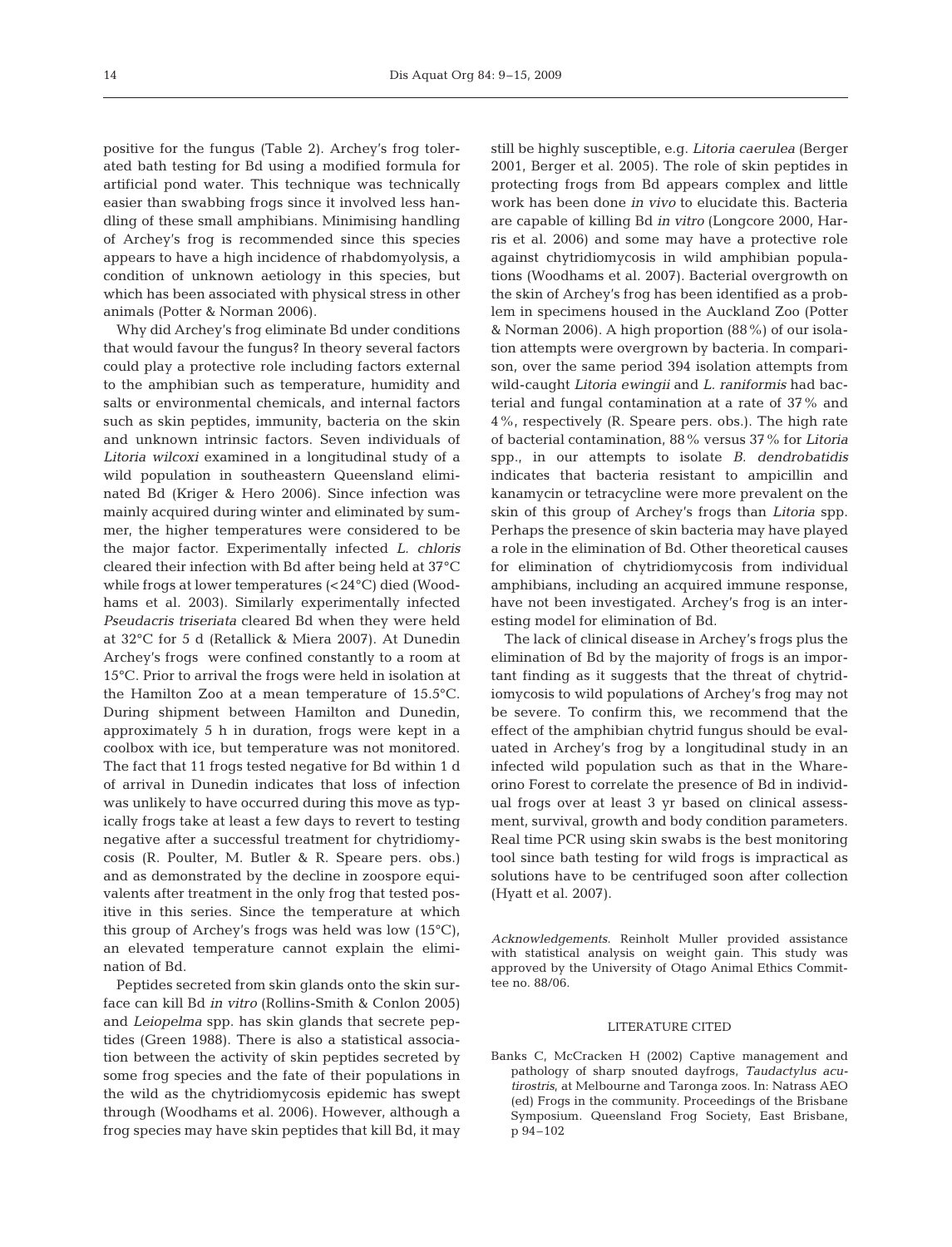positive for the fungus (Table 2). Archey's frog tolerated bath testing for Bd using a modified formula for artificial pond water. This technique was technically easier than swabbing frogs since it involved less handling of these small amphibians. Minimising handling of Archey's frog is recommended since this species appears to have a high incidence of rhabdomyolysis, a condition of unknown aetiology in this species, but which has been associated with physical stress in other animals (Potter & Norman 2006).

Why did Archey's frog eliminate Bd under conditions that would favour the fungus? In theory several factors could play a protective role including factors external to the amphibian such as temperature, humidity and salts or environmental chemicals, and internal factors such as skin peptides, immunity, bacteria on the skin and unknown intrinsic factors. Seven individuals of *Litoria wilcoxi* examined in a longitudinal study of a wild population in southeastern Queensland eliminated Bd (Kriger & Hero 2006). Since infection was mainly acquired during winter and eliminated by summer, the higher temperatures were considered to be the major factor. Experimentally infected *L. chloris* cleared their infection with Bd after being held at 37°C while frogs at lower temperatures (<24°C) died (Woodhams et al. 2003). Similarly experimentally infected *Pseudacris triseriata* cleared Bd when they were held at 32°C for 5 d (Retallick & Miera 2007). At Dunedin Archey's frogs were confined constantly to a room at 15°C. Prior to arrival the frogs were held in isolation at the Hamilton Zoo at a mean temperature of 15.5°C. During shipment between Hamilton and Dunedin, approximately 5 h in duration, frogs were kept in a coolbox with ice, but temperature was not monitored. The fact that 11 frogs tested negative for Bd within 1 d of arrival in Dunedin indicates that loss of infection was unlikely to have occurred during this move as typically frogs take at least a few days to revert to testing negative after a successful treatment for chytridiomycosis (R. Poulter, M. Butler & R. Speare pers. obs.) and as demonstrated by the decline in zoospore equivalents after treatment in the only frog that tested positive in this series. Since the temperature at which this group of Archey's frogs was held was low (15°C), an elevated temperature cannot explain the elimination of Bd.

Peptides secreted from skin glands onto the skin surface can kill Bd *in vitro* (Rollins-Smith & Conlon 2005) and *Leiopelma* spp. has skin glands that secrete peptides (Green 1988). There is also a statistical association between the activity of skin peptides secreted by some frog species and the fate of their populations in the wild as the chytridiomycosis epidemic has swept through (Woodhams et al. 2006). However, although a frog species may have skin peptides that kill Bd, it may still be highly susceptible, e.g. *Litoria caerulea* (Berger 2001, Berger et al. 2005). The role of skin peptides in protecting frogs from Bd appears complex and little work has been done *in vivo* to elucidate this. Bacteria are capable of killing Bd *in vitro* (Longcore 2000, Harris et al. 2006) and some may have a protective role against chytridiomycosis in wild amphibian populations (Woodhams et al. 2007). Bacterial overgrowth on the skin of Archey's frog has been identified as a problem in specimens housed in the Auckland Zoo (Potter & Norman 2006). A high proportion (88%) of our isolation attempts were overgrown by bacteria. In comparison, over the same period 394 isolation attempts from wild-caught *Litoria ewingii* and *L. raniformis* had bacterial and fungal contamination at a rate of 37% and 4%, respectively (R. Speare pers. obs.). The high rate of bacterial contamination, 88% versus 37% for *Litoria* spp., in our attempts to isolate *B. dendrobatidis* indicates that bacteria resistant to ampicillin and kanamycin or tetracycline were more prevalent on the skin of this group of Archey's frogs than *Litoria* spp. Perhaps the presence of skin bacteria may have played a role in the elimination of Bd. Other theoretical causes for elimination of chytridiomycosis from individual amphibians, including an acquired immune response, have not been investigated. Archey's frog is an interesting model for elimination of Bd.

The lack of clinical disease in Archey's frogs plus the elimination of Bd by the majority of frogs is an important finding as it suggests that the threat of chytridiomycosis to wild populations of Archey's frog may not be severe. To confirm this, we recommend that the effect of the amphibian chytrid fungus should be evaluated in Archey's frog by a longitudinal study in an infected wild population such as that in the Whareorino Forest to correlate the presence of Bd in individual frogs over at least 3 yr based on clinical assessment, survival, growth and body condition parameters. Real time PCR using skin swabs is the best monitoring tool since bath testing for wild frogs is impractical as solutions have to be centrifuged soon after collection (Hyatt et al. 2007).

*Acknowledgements*. Reinholt Muller provided assistance with statistical analysis on weight gain. This study was approved by the University of Otago Animal Ethics Committee no. 88/06.

## LITERATURE CITED

Banks C, McCracken H (2002) Captive management and pathology of sharp snouted dayfrogs, *Taudactylus acutirostris*, at Melbourne and Taronga zoos. In: Natrass AEO (ed) Frogs in the community. Proceedings of the Brisbane Symposium. Queensland Frog Society, East Brisbane, p 94–102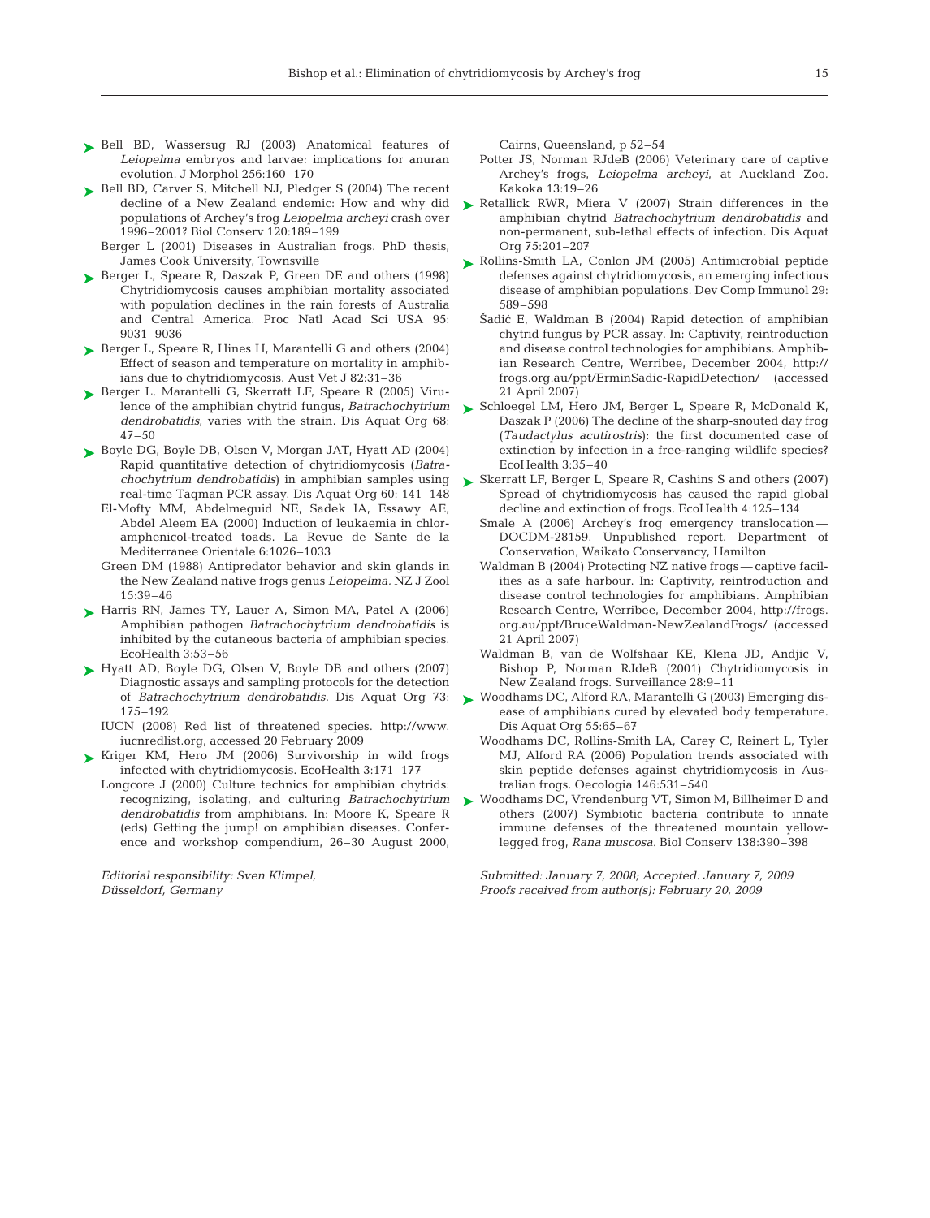Bell BD, Wassersug RJ (2003) Anatomical features of *Leiopelma* embryos and larvae: implications for anuran evolution. J Morphol 256:160–170

Bell BD, Carver S, Mitchell NJ, Pledger S (2004) The recent decline of a New Zealand endemic: How and why did populations of Archey's frog *Leiopelma archeyi* crash over 1996–2001? Biol Conserv 120:189–199

Berger L (2001) Diseases in Australian frogs. PhD thesis, James Cook University, Townsville

Berger L, Speare R, Daszak P, Green DE and others (1998) Chytridiomycosis causes amphibian mortality associated with population declines in the rain forests of Australia and Central America. Proc Natl Acad Sci USA 95: 9031–9036

Berger L, Speare R, Hines H, Marantelli G and others (2004) Effect of season and temperature on mortality in amphibians due to chytridiomycosis. Aust Vet J 82:31–36

Berger L, Marantelli G, Skerratt LF, Speare R (2005) Virulence of the amphibian chytrid fungus, *Batrachochytrium dendrobatidis*, varies with the strain. Dis Aquat Org 68: 47–50

Boyle DG, Boyle DB, Olsen V, Morgan JAT, Hyatt AD (2004) Rapid quantitative detection of chytridiomycosis (*Batrachochytrium dendrobatidis*) in amphibian samples using real-time Taqman PCR assay. Dis Aquat Org 60: 141–148

El-Mofty MM, Abdelmeguid NE, Sadek IA, Essawy AE, Abdel Aleem EA (2000) Induction of leukaemia in chloramphenicol-treated toads. La Revue de Sante de la Mediterranee Orientale 6:1026–1033

Green DM (1988) Antipredator behavior and skin glands in the New Zealand native frogs genus *Leiopelma*. NZ J Zool 15:39–46

Harris RN, James TY, Lauer A, Simon MA, Patel A (2006) Amphibian pathogen *Batrachochytrium dendrobatidis* is inhibited by the cutaneous bacteria of amphibian species. EcoHealth 3:53–56

Hyatt AD, Boyle DG, Olsen V, Boyle DB and others (2007) Diagnostic assays and sampling protocols for the detection of *Batrachochytrium dendrobatidis*. Dis Aquat Org 73: 175–192

IUCN (2008) Red list of threatened species. http://www.iucnredlist.org, accessed 20 February 2009

Kriger KM, Hero JM (2006) Survivorship in wild frogs infected with chytridiomycosis. EcoHealth 3:171–177

Longcore J (2000) Culture technics for amphibian chytrids: recognizing, isolating, and culturing *Batrachochytrium dendrobatidis* from amphibians. In: Moore K, Speare R (eds) Getting the jump! on amphibian diseases. Conference and workshop compendium, 26–30 August 2000, Cairns, Queensland, p 52–54

Potter JS, Norman RJdeB (2006) Veterinary care of captive Archey's frogs, *Leiopelma archeyi*, at Auckland Zoo. Kakoka 13:19–26

Retallick RWR, Miera V (2007) Strain differences in the amphibian chytrid *Batrachochytrium dendrobatidis* and non-permanent, sub-lethal effects of infection. Dis Aquat Org 75:201–207

Rollins-Smith LA, Conlon JM (2005) Antimicrobial peptide defenses against chytridiomycosis, an emerging infectious disease of amphibian populations. Dev Comp Immunol 29: 589–598

Šadić E, Waldman B (2004) Rapid detection of amphibian chytrid fungus by PCR assay. In: Captivity, reintroduction and disease control technologies for amphibians. Amphibian Research Centre, Werribee, December 2004, http://frogs.org.au/ppt/ErminSadic-RapidDetection/ (accessed 21 April 2007)

Schloegel LM, Hero JM, Berger L, Speare R, McDonald K, Daszak P (2006) The decline of the sharp-snouted day frog (*Taudactylus acutirostris*): the first documented case of extinction by infection in a free-ranging wildlife species? EcoHealth 3:35–40

Skerratt LF, Berger L, Speare R, Cashins S and others (2007) Spread of chytridiomycosis has caused the rapid global decline and extinction of frogs. EcoHealth 4:125–134

Smale A (2006) Archey's frog emergency translocation — DOCDM-28159. Unpublished report. Department of Conservation, Waikato Conservancy, Hamilton

Waldman B (2004) Protecting NZ native frogs — captive facilities as a safe harbour. In: Captivity, reintroduction and disease control technologies for amphibians. Amphibian Research Centre, Werribee, December 2004, http://frogs.org.au/ppt/BruceWaldman-NewZealandFrogs/ (accessed 21 April 2007)

Waldman B, van de Wolfshaar KE, Klena JD, Andjic V, Bishop P, Norman RJdeB (2001) Chytridiomycosis in New Zealand frogs. Surveillance 28:9–11

Woodhams DC, Alford RA, Marantelli G (2003) Emerging disease of amphibians cured by elevated body temperature. Dis Aquat Org 55:65–67

Woodhams DC, Rollins-Smith LA, Carey C, Reinert L, Tyler MJ, Alford RA (2006) Population trends associated with skin peptide defenses against chytridiomycosis in Australian frogs. Oecologia 146:531–540

Woodhams DC, Vrendenburg VT, Simon M, Billheimer D and others (2007) Symbiotic bacteria contribute to innate immune defenses of the threatened mountain yellow-legged frog, *Rana muscosa*. Biol Conserv 138:390–398

*Editorial responsibility: Sven Klimpel, Düsseldorf, Germany*

*Submitted: January 7, 2008; Accepted: January 7, 2009*
*Proofs received from author(s): February 20, 2009*